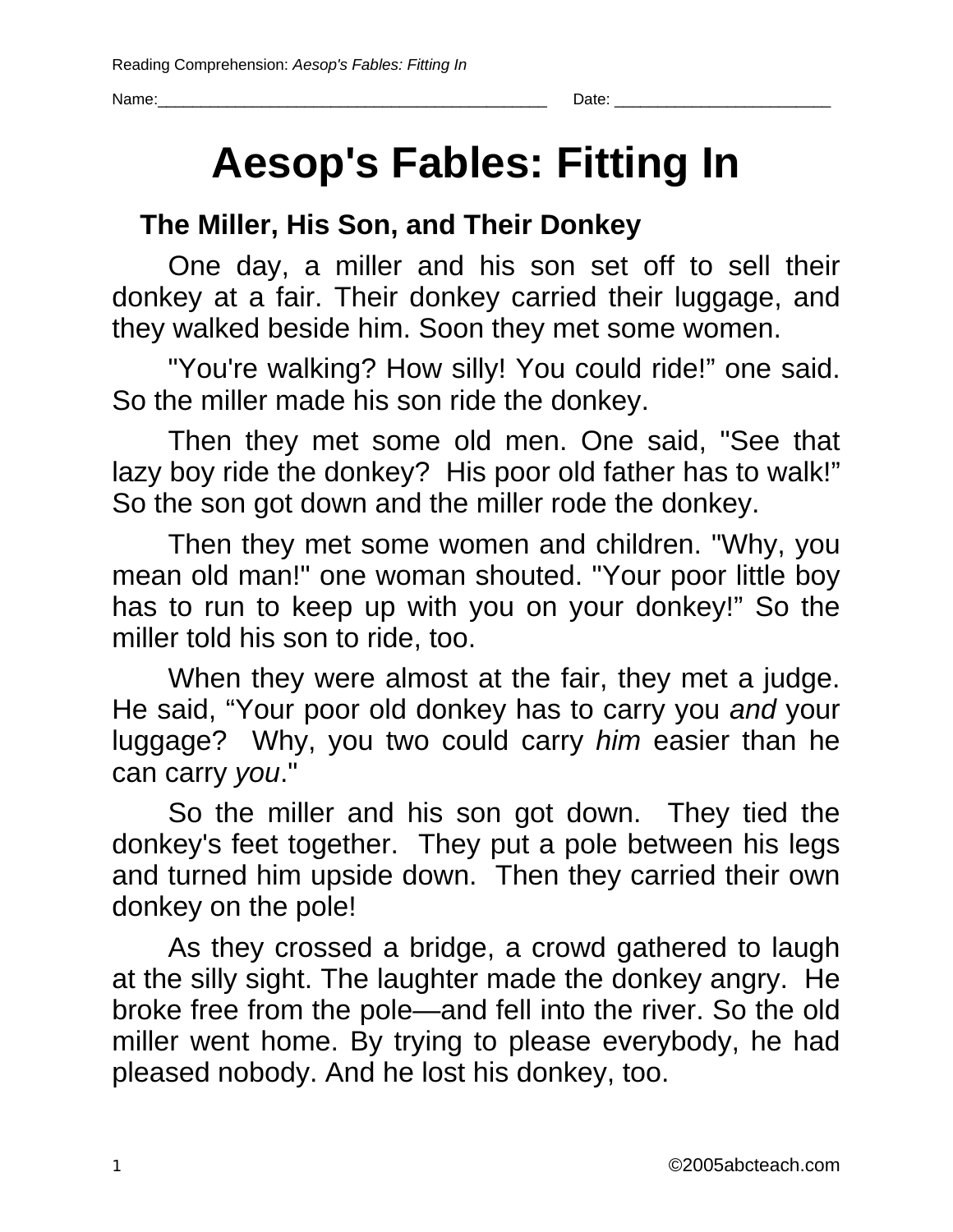Name:___________________________________________ Date: _______________________

# Aesop's Fables: Fitting In

## The Miller, His Son, and Their Donkey

One day, a miller and his son set off to sell their donkey at a fair. Their donkey carried their luggage, and they walked beside him. Soon they met some women.

"You're walking? How silly! You could ride!" one said. So the miller made his son ride the donkey.

Then they met some old men. One said, "See that lazy boy ride the donkey? His poor old father has to walk!" So the son got down and the miller rode the donkey.

Then they met some women and children. "Why, you mean old man!" one woman shouted. "Your poor little boy has to run to keep up with you on your donkey!" So the miller told his son to ride, too.

When they were almost at the fair, they met a judge. He said, "Your poor old donkey has to carry you *and* your luggage? Why, you two could carry *him* easier than he can carry *you*."

So the miller and his son got down. They tied the donkey's feet together. They put a pole between his legs and turned him upside down. Then they carried their own donkey on the pole!

As they crossed a bridge, a crowd gathered to laugh at the silly sight. The laughter made the donkey angry. He broke free from the pole—and fell into the river. So the old miller went home. By trying to please everybody, he had pleased nobody. And he lost his donkey, too.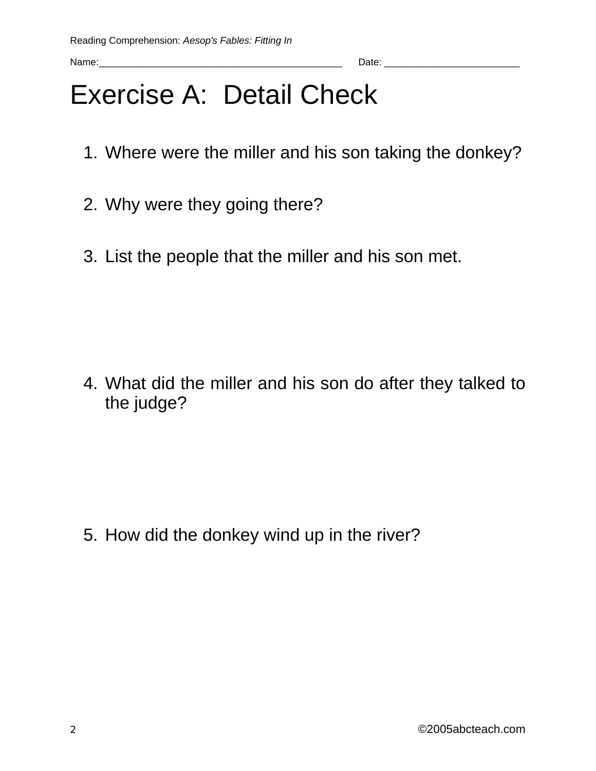Reading Comprehension: *Aesop's Fables: Fitting In*

Name:_____________________________________________ Date: ________________________

# Exercise A: Detail Check

1. Where were the miller and his son taking the donkey?

2. Why were they going there?

3. List the people that the miller and his son met.

4. What did the miller and his son do after they talked to the judge?

5. How did the donkey wind up in the river?

©2005abcteach.com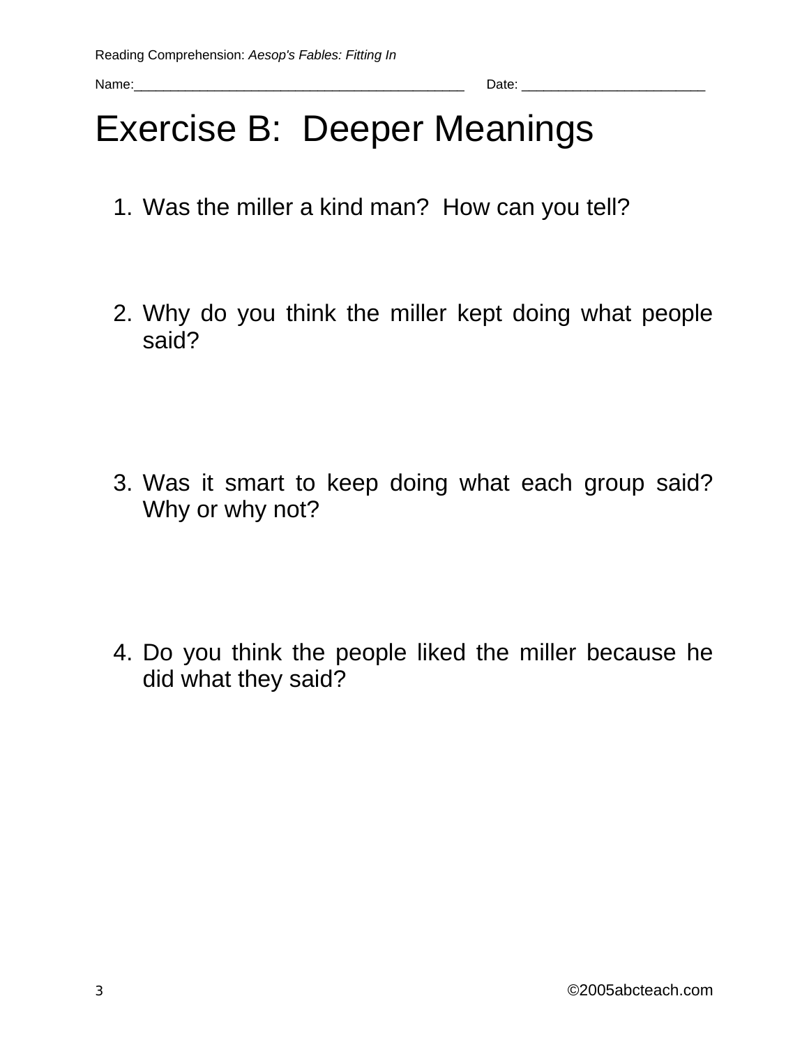Reading Comprehension: *Aesop's Fables: Fitting In*

Name:_____________________________________________ Date: ________________________

# Exercise B: Deeper Meanings

1. Was the miller a kind man? How can you tell?

2. Why do you think the miller kept doing what people said?

3. Was it smart to keep doing what each group said? Why or why not?

4. Do you think the people liked the miller because he did what they said?

©2005abcteach.com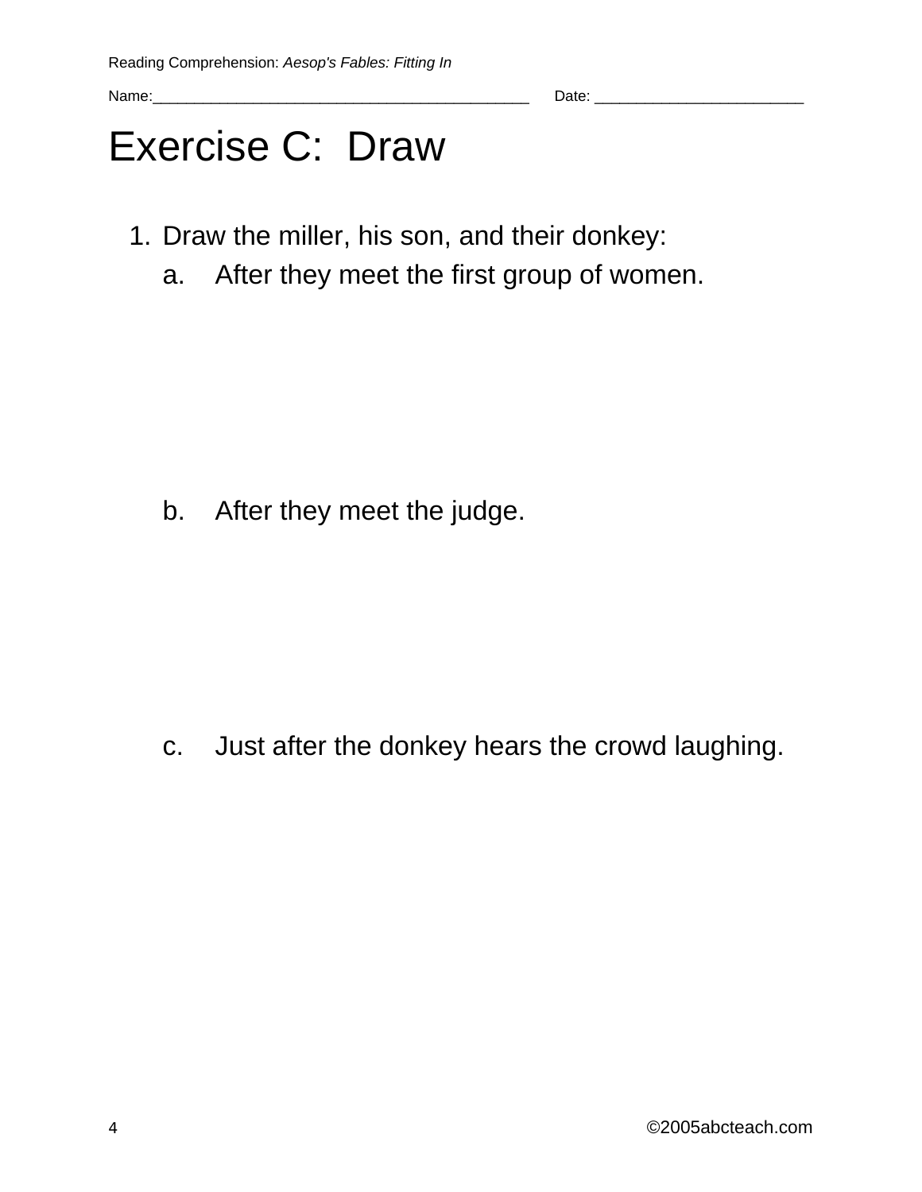Reading Comprehension: *Aesop's Fables: Fitting In*

Name:_____________________________________________ Date: ________________________

# Exercise C: Draw

1. Draw the miller, his son, and their donkey:
   a. After they meet the first group of women.

   b. After they meet the judge.

   c. Just after the donkey hears the crowd laughing.

©2005abcteach.com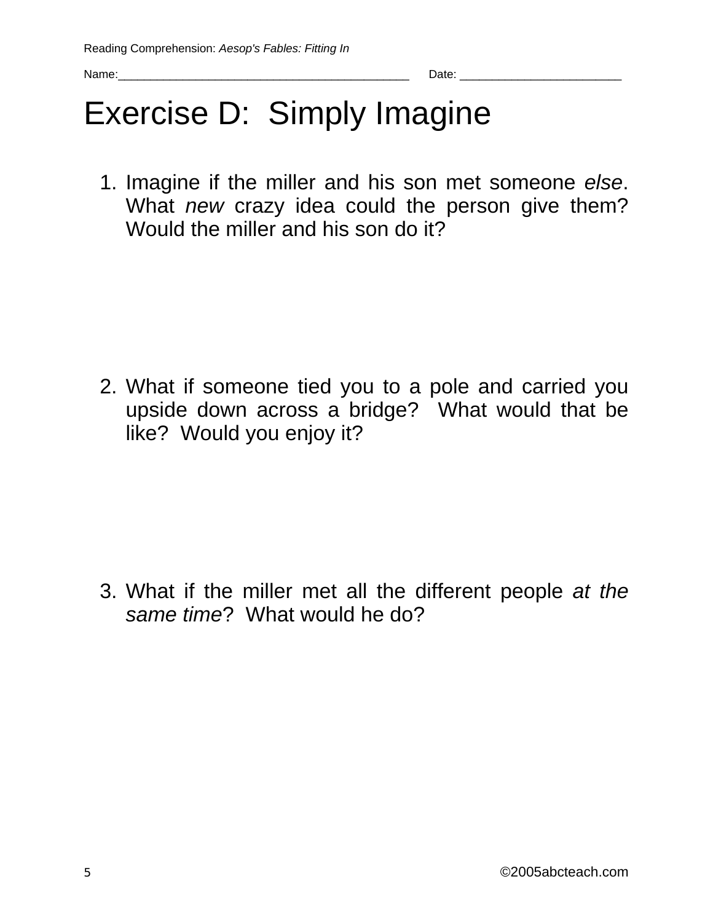Reading Comprehension: *Aesop's Fables: Fitting In*

Name:_____________________________________________ Date: ________________________

# Exercise D: Simply Imagine

1. Imagine if the miller and his son met someone *else*. What *new* crazy idea could the person give them? Would the miller and his son do it?

2. What if someone tied you to a pole and carried you upside down across a bridge? What would that be like? Would you enjoy it?

3. What if the miller met all the different people *at the same time*? What would he do?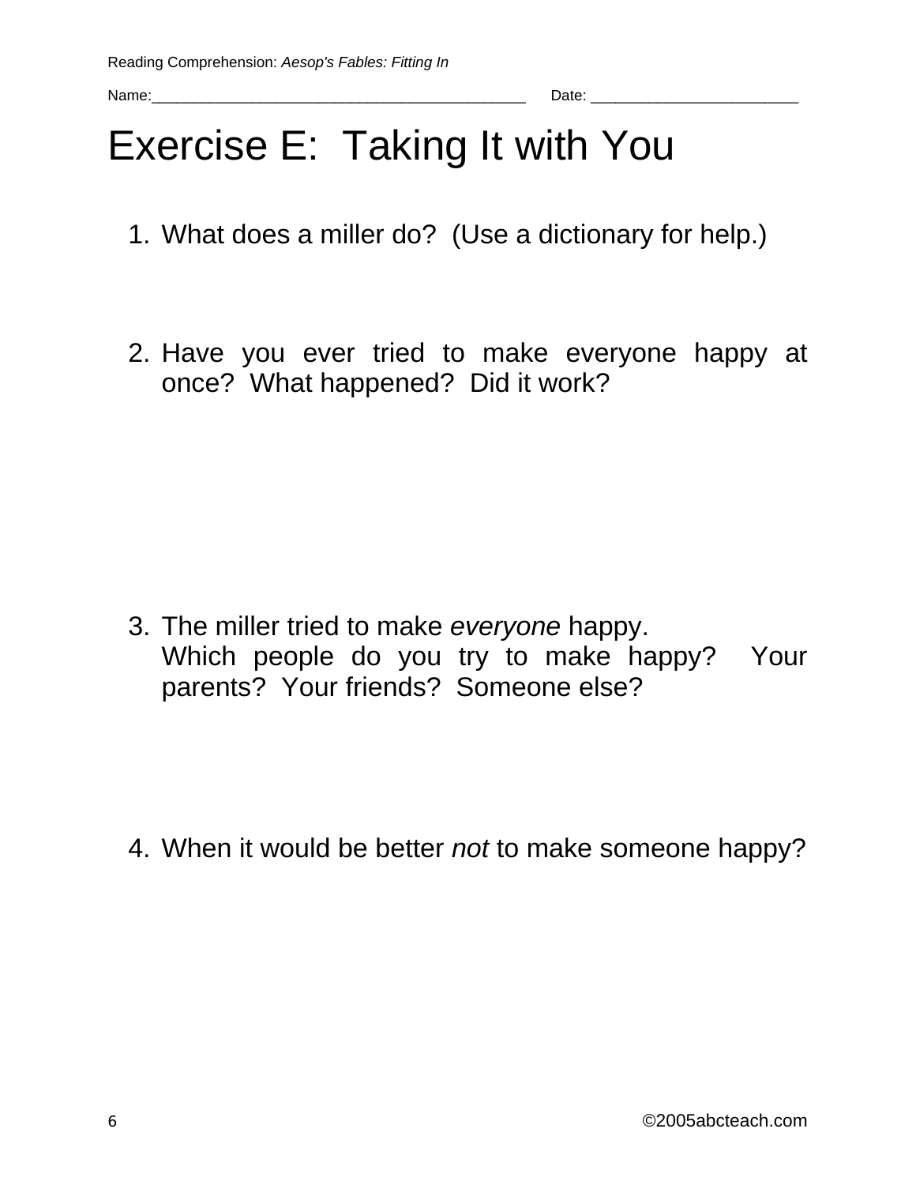Name:___________________________________________ Date: _______________________

# Exercise E: Taking It with You

1. What does a miller do? (Use a dictionary for help.)

2. Have you ever tried to make everyone happy at once? What happened? Did it work?

3. The miller tried to make *everyone* happy.
   Which people do you try to make happy? Your parents? Your friends? Someone else?

4. When it would be better *not* to make someone happy?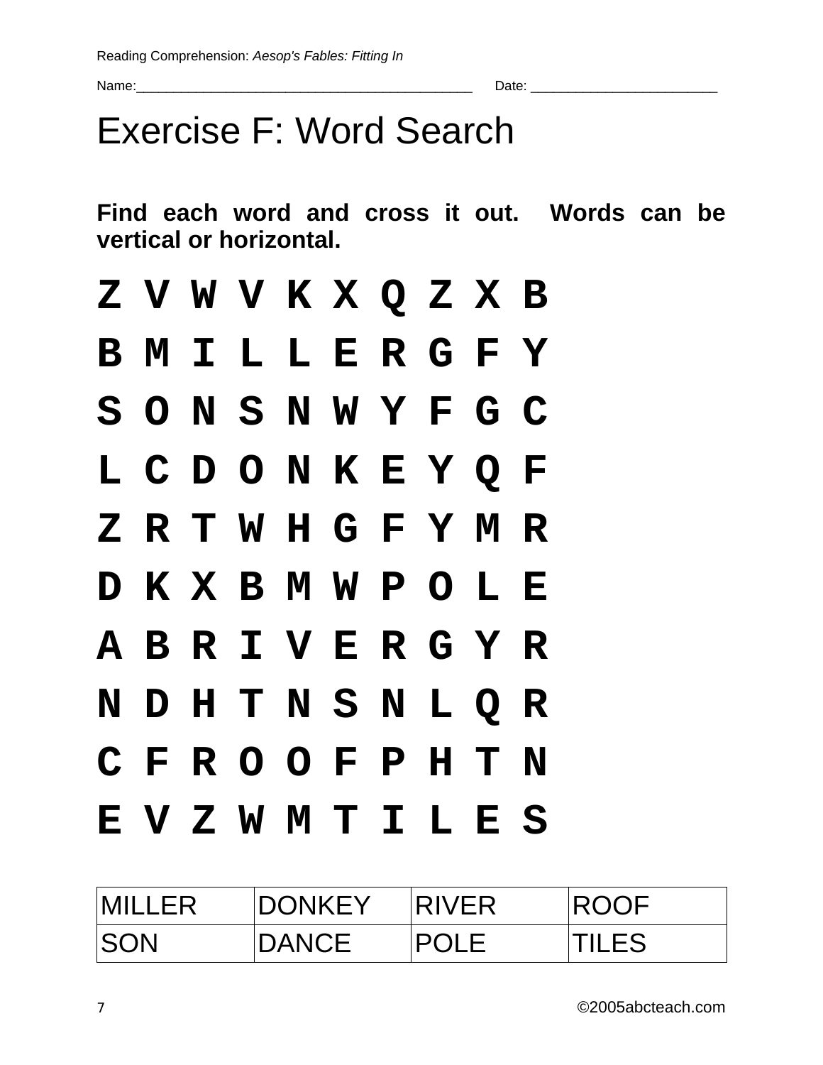Reading Comprehension: *Aesop's Fables: Fitting In*

Name:_____________________________________________ Date: ________________________

# Exercise F: Word Search

**Find each word and cross it out. Words can be vertical or horizontal.**

```
Z V W V K X Q Z X B
B M I L L E R G F Y
S O N S N W Y F G C
L C D O N K E Y Q F
Z R T W H G F Y M R
D K X B M W P O L E
A B R I V E R G Y R
N D H T N S N L Q R
C F R O O F P H T N
E V Z W M T I L E S
```

| MILLER | DONKEY | RIVER | ROOF |
|---|---|---|---|
| SON | DANCE | POLE | TILES |

©2005abcteach.com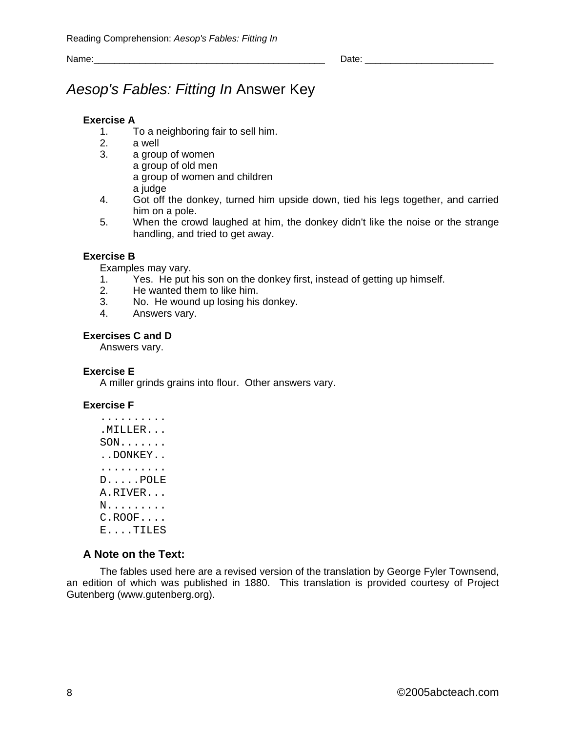Name:_______________________________________________ Date: _________________________

# *Aesop's Fables: Fitting In* Answer Key

**Exercise A**

1. To a neighboring fair to sell him.
2. a well
3. a group of women
   a group of old men
   a group of women and children
   a judge
4. Got off the donkey, turned him upside down, tied his legs together, and carried him on a pole.
5. When the crowd laughed at him, the donkey didn't like the noise or the strange handling, and tried to get away.

**Exercise B**

Examples may vary.

1. Yes. He put his son on the donkey first, instead of getting up himself.
2. He wanted them to like him.
3. No. He wound up losing his donkey.
4. Answers vary.

**Exercises C and D**

Answers vary.

**Exercise E**

A miller grinds grains into flour. Other answers vary.

**Exercise F**

```
..........
.MILLER...
SON.......
..DONKEY..
..........
D.....POLE
A.RIVER...
N.........
C.ROOF....
E....TILES
```

### A Note on the Text:

The fables used here are a revised version of the translation by George Fyler Townsend, an edition of which was published in 1880. This translation is provided courtesy of Project Gutenberg (www.gutenberg.org).